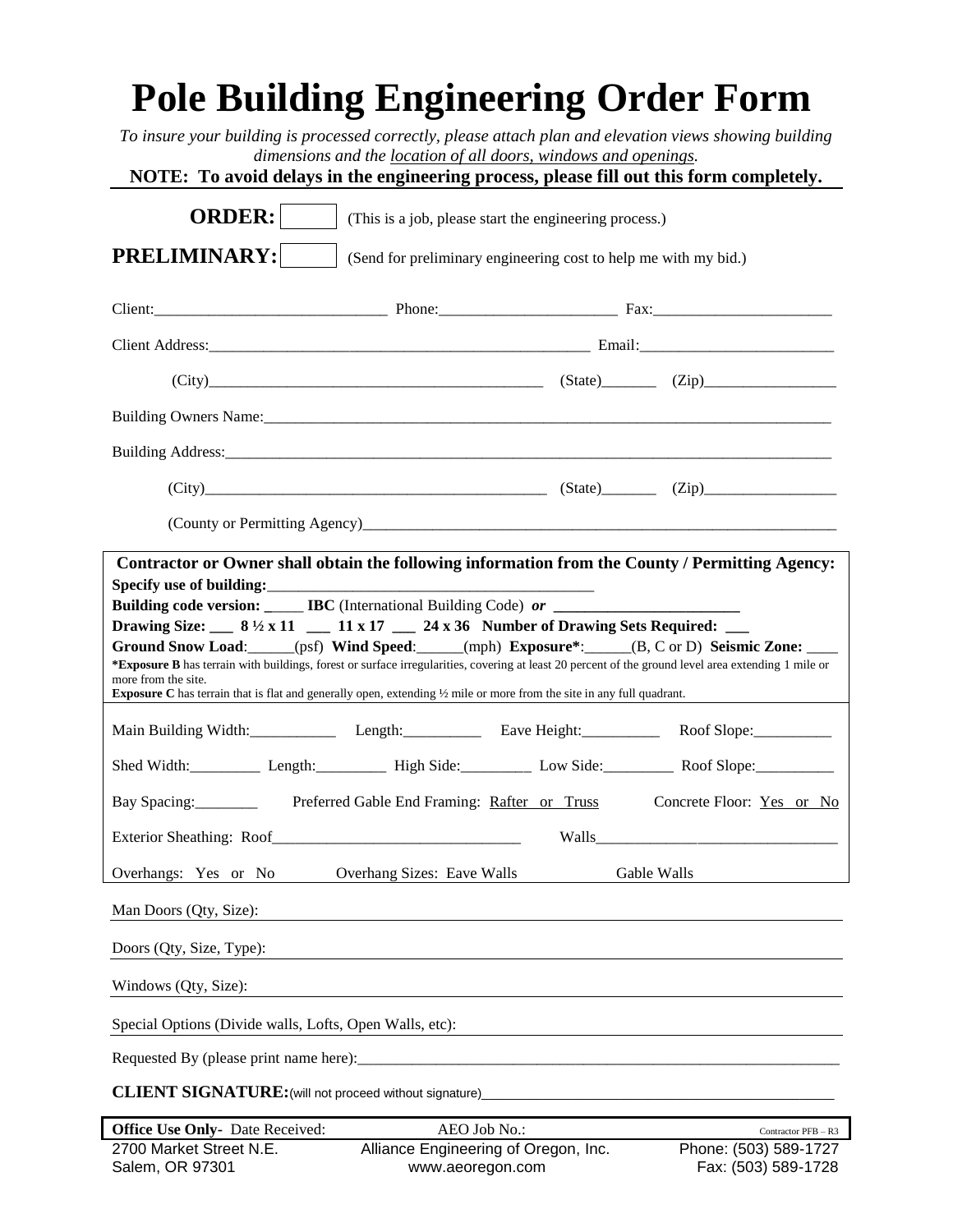# Pole Building Engineering Order Form

*To insure your building is processed correctly, please attach plan and elevation views showing building dimensions and the location of all doors, windows and openings.*

**NOTE: To avoid delays in the engineering process, please fill out this form completely.**

**ORDER:** [ ] (This is a job, please start the engineering process.)

**PRELIMINARY:** [ ] (Send for preliminary engineering cost to help me with my bid.)

Client:______________________________ Phone:_______________________ Fax:_______________________

Client Address:__________________________________________________ Email:_________________________

(City)___________________________________________ (State)_______ (Zip)_________________

Building Owners Name:___________________________________________________________________________

Building Address:_______________________________________________________________________________

(City)___________________________________________ (State)_______ (Zip)_________________

(County or Permitting Agency)____________________________________________________________

**Contractor or Owner shall obtain the following information from the County / Permitting Agency:**

**Specify use of building:**__________________________________________

**Building code version:** _____ **IBC** (International Building Code) ***or*** ________________________

**Drawing Size:** ___ **8 ½ x 11** ___ **11 x 17** ___ **24 x 36** **Number of Drawing Sets Required:** ___

**Ground Snow Load**:______(psf) **Wind Speed**:______(mph) **Exposure***:______(B, C or D) **Seismic Zone:** ____

***Exposure B** has terrain with buildings, forest or surface irregularities, covering at least 20 percent of the ground level area extending 1 mile or more from the site.

**Exposure C** has terrain that is flat and generally open, extending ½ mile or more from the site in any full quadrant.

Main Building Width:___________ Length:__________ Eave Height:__________ Roof Slope:__________

Shed Width:_________ Length:_________ High Side:_________ Low Side:_________ Roof Slope:__________

Bay Spacing:________ Preferred Gable End Framing: Rafter or Truss Concrete Floor: Yes or No

Exterior Sheathing: Roof_______________________________ Walls_______________________________

Overhangs: Yes or No Overhang Sizes: Eave Walls Gable Walls

Man Doors (Qty, Size):

Doors (Qty, Size, Type):

Windows (Qty, Size):

Special Options (Divide walls, Lofts, Open Walls, etc):

Requested By (please print name here):_________________________________________________________________

**CLIENT SIGNATURE:**(will not proceed without signature)_____________________________________________

**Office Use Only**- Date Received: AEO Job No.: Contractor PFB – R3

2700 Market Street N.E.
Salem, OR 97301

Alliance Engineering of Oregon, Inc.
www.aeoregon.com

Phone: (503) 589-1727
Fax: (503) 589-1728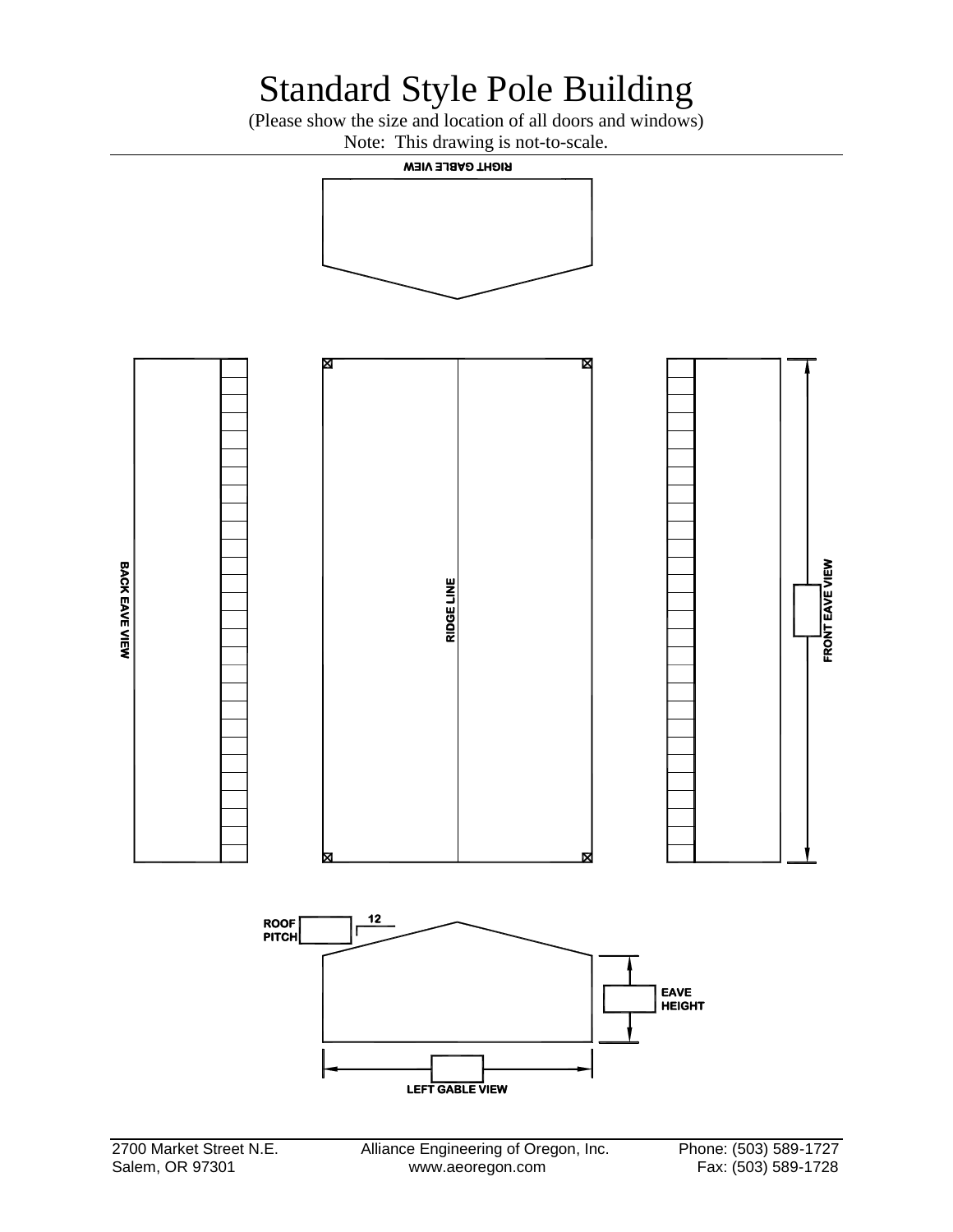# Standard Style Pole Building

(Please show the size and location of all doors and windows)

Note: This drawing is not-to-scale.

RIGHT GABLE VIEW

BACK EAVE VIEW

RIDGE LINE

FRONT EAVE VIEW

ROOF PITCH ____ 12

EAVE HEIGHT

LEFT GABLE VIEW

2700 Market Street N.E.
Salem, OR 97301

Alliance Engineering of Oregon, Inc.
www.aeoregon.com

Phone: (503) 589-1727
Fax: (503) 589-1728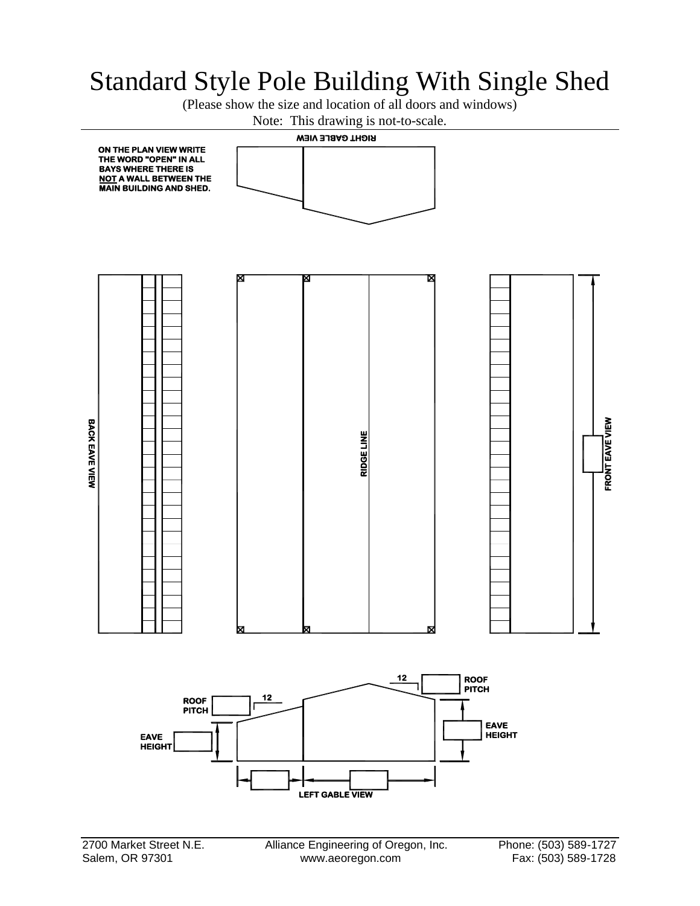# Standard Style Pole Building With Single Shed

(Please show the size and location of all doors and windows)

Note: This drawing is not-to-scale.

RIGHT GABLE VIEW

ON THE PLAN VIEW WRITE THE WORD "OPEN" IN ALL BAYS WHERE THERE IS **NOT** A WALL BETWEEN THE MAIN BUILDING AND SHED.

BACK EAVE VIEW

RIDGE LINE

FRONT EAVE VIEW

ROOF PITCH 12

ROOF PITCH 12

EAVE HEIGHT

EAVE HEIGHT

LEFT GABLE VIEW

2700 Market Street N.E.
Salem, OR 97301

Alliance Engineering of Oregon, Inc.
www.aeoregon.com

Phone: (503) 589-1727
Fax: (503) 589-1728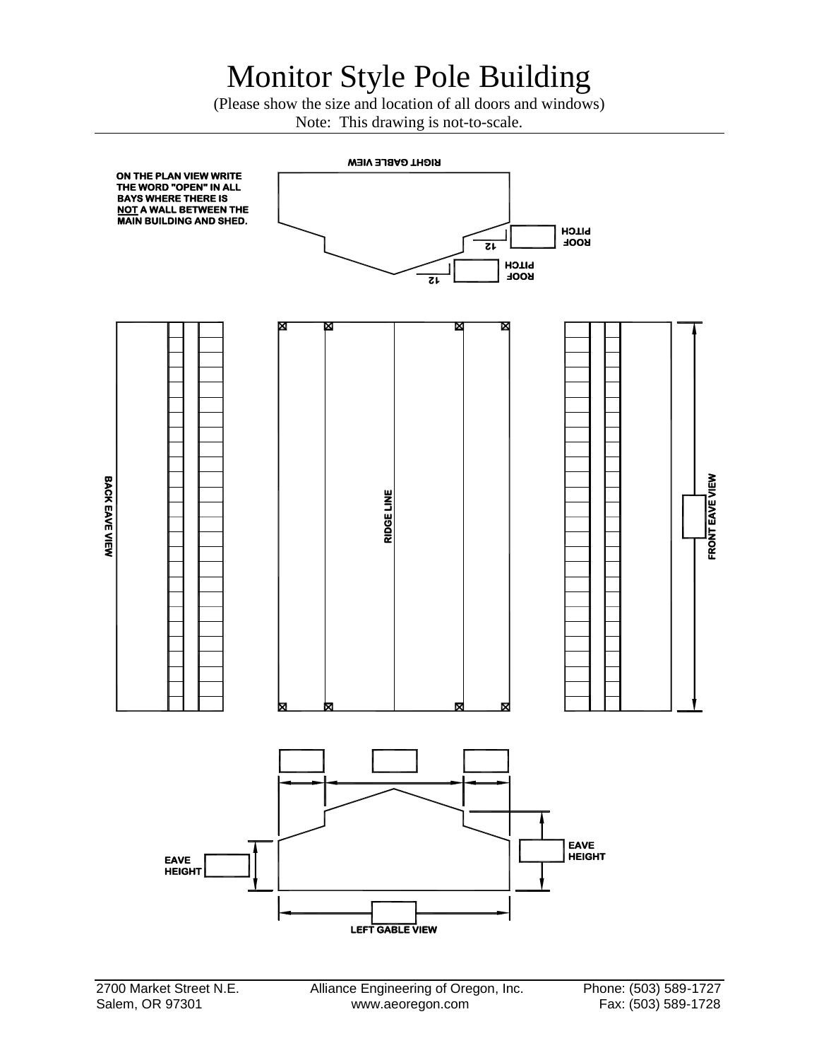# Monitor Style Pole Building

(Please show the size and location of all doors and windows)
Note: This drawing is not-to-scale.

**ON THE PLAN VIEW WRITE THE WORD "OPEN" IN ALL BAYS WHERE THERE IS NOT A WALL BETWEEN THE MAIN BUILDING AND SHED.**

RIGHT GABLE VIEW

ROOF PITCH 12

ROOF PITCH 12

BACK EAVE VIEW

RIDGE LINE

FRONT EAVE VIEW

EAVE HEIGHT

EAVE HEIGHT

LEFT GABLE VIEW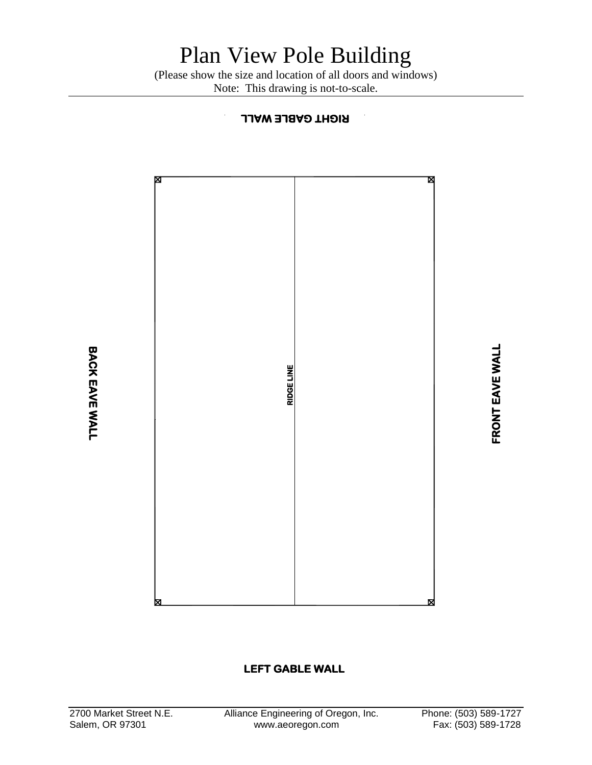# Plan View Pole Building

(Please show the size and location of all doors and windows)
Note: This drawing is not-to-scale.

RIGHT GABLE WALL

BACK EAVE WALL

RIDGE LINE

FRONT EAVE WALL

LEFT GABLE WALL

2700 Market Street N.E.
Salem, OR 97301

Alliance Engineering of Oregon, Inc.
www.aeoregon.com

Phone: (503) 589-1727
Fax: (503) 589-1728